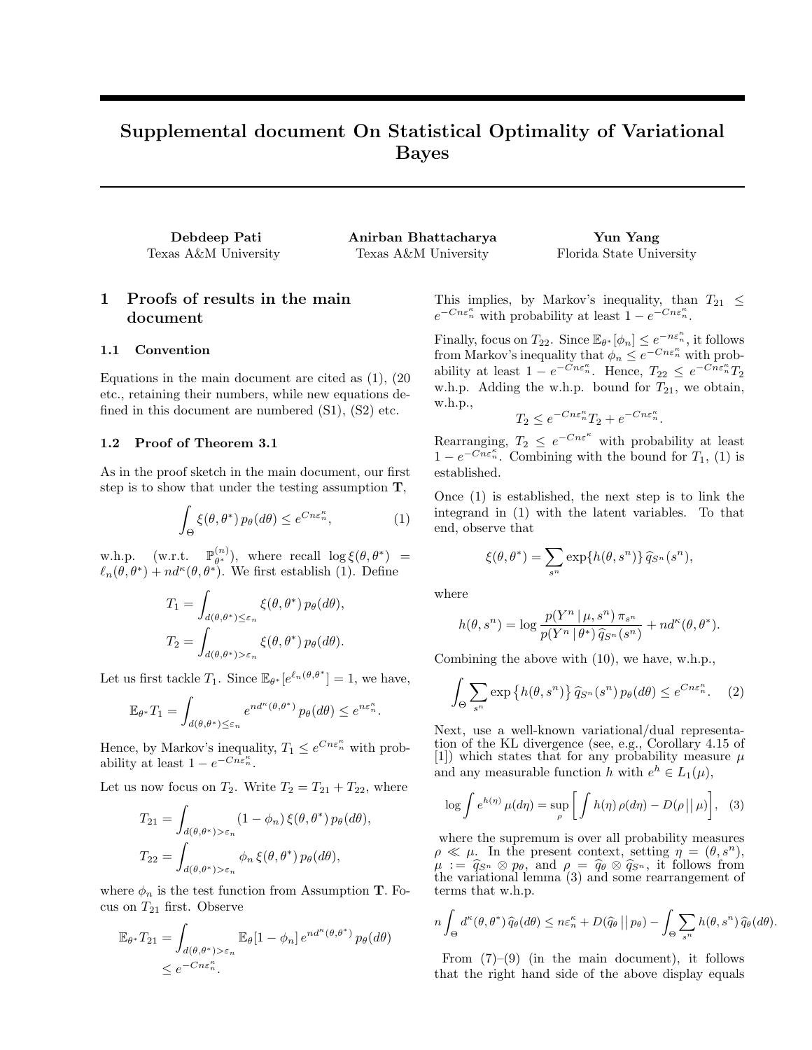# Supplemental document On Statistical Optimality of Variational Bayes

**Debdeep Pati**
Texas A&M University

**Anirban Bhattacharya**
Texas A&M University

**Yun Yang**
Florida State University

## 1 Proofs of results in the main document

### 1.1 Convention

Equations in the main document are cited as (1), (20 etc., retaining their numbers, while new equations defined in this document are numbered (S1), (S2) etc.

### 1.2 Proof of Theorem 3.1

As in the proof sketch in the main document, our first step is to show that under the testing assumption **T**,

$$\int_{\Theta} \xi(\theta, \theta^*)\, p_\theta(d\theta) \leq e^{Cn\varepsilon_n^\kappa}, \tag{1}$$

w.h.p. (w.r.t. $\mathbb{P}_{\theta^*}^{(n)}$), where recall $\log \xi(\theta, \theta^*) = \ell_n(\theta, \theta^*) + nd^\kappa(\theta, \theta^*)$. We first establish (1). Define

$$T_1 = \int_{d(\theta,\theta^*) \leq \varepsilon_n} \xi(\theta, \theta^*)\, p_\theta(d\theta),$$
$$T_2 = \int_{d(\theta,\theta^*) > \varepsilon_n} \xi(\theta, \theta^*)\, p_\theta(d\theta).$$

Let us first tackle $T_1$. Since $\mathbb{E}_{\theta^*}[e^{\ell_n(\theta,\theta^*)}] = 1$, we have,

$$\mathbb{E}_{\theta^*} T_1 = \int_{d(\theta,\theta^*) \leq \varepsilon_n} e^{nd^\kappa(\theta,\theta^*)}\, p_\theta(d\theta) \leq e^{n\varepsilon_n^\kappa}.$$

Hence, by Markov's inequality, $T_1 \leq e^{Cn\varepsilon_n^\kappa}$ with probability at least $1 - e^{-Cn\varepsilon_n^\kappa}$.

Let us now focus on $T_2$. Write $T_2 = T_{21} + T_{22}$, where

$$T_{21} = \int_{d(\theta,\theta^*) > \varepsilon_n} (1 - \phi_n)\, \xi(\theta, \theta^*)\, p_\theta(d\theta),$$
$$T_{22} = \int_{d(\theta,\theta^*) > \varepsilon_n} \phi_n\, \xi(\theta, \theta^*)\, p_\theta(d\theta),$$

where $\phi_n$ is the test function from Assumption **T**. Focus on $T_{21}$ first. Observe

$$\mathbb{E}_{\theta^*} T_{21} = \int_{d(\theta,\theta^*) > \varepsilon_n} \mathbb{E}_\theta[1 - \phi_n]\, e^{nd^\kappa(\theta,\theta^*)}\, p_\theta(d\theta) \leq e^{-Cn\varepsilon_n^\kappa}.$$

This implies, by Markov's inequality, than $T_{21} \leq e^{-Cn\varepsilon_n^\kappa}$ with probability at least $1 - e^{-Cn\varepsilon_n^\kappa}$.

Finally, focus on $T_{22}$. Since $\mathbb{E}_{\theta^*}[\phi_n] \leq e^{-n\varepsilon_n^\kappa}$, it follows from Markov's inequality that $\phi_n \leq e^{-Cn\varepsilon_n^\kappa}$ with probability at least $1 - e^{-Cn\varepsilon_n^\kappa}$. Hence, $T_{22} \leq e^{-Cn\varepsilon_n^\kappa} T_2$ w.h.p. Adding the w.h.p. bound for $T_{21}$, we obtain, w.h.p.,

$$T_2 \leq e^{-Cn\varepsilon_n^\kappa} T_2 + e^{-Cn\varepsilon_n^\kappa}.$$

Rearranging, $T_2 \leq e^{-Cn\varepsilon^\kappa}$ with probability at least $1 - e^{-Cn\varepsilon_n^\kappa}$. Combining with the bound for $T_1$, (1) is established.

Once (1) is established, the next step is to link the integrand in (1) with the latent variables. To that end, observe that

$$\xi(\theta, \theta^*) = \sum_{s^n} \exp\{h(\theta, s^n)\}\, \widehat{q}_{S^n}(s^n),$$

where

$$h(\theta, s^n) = \log \frac{p(Y^n \mid \mu, s^n)\, \pi_{s^n}}{p(Y^n \mid \theta^*)\, \widehat{q}_{S^n}(s^n)} + nd^\kappa(\theta, \theta^*).$$

Combining the above with (10), we have, w.h.p.,

$$\int_{\Theta} \sum_{s^n} \exp\big\{h(\theta, s^n)\big\}\, \widehat{q}_{S^n}(s^n)\, p_\theta(d\theta) \leq e^{Cn\varepsilon_n^\kappa}. \tag{2}$$

Next, use a well-known variational/dual representation of the KL divergence (see, e.g., Corollary 4.15 of [1]) which states that for any probability measure $\mu$ and any measurable function $h$ with $e^h \in L_1(\mu)$,

$$\log \int e^{h(\eta)}\, \mu(d\eta) = \sup_\rho \bigg[ \int h(\eta)\, \rho(d\eta) - D(\rho \,||\, \mu) \bigg], \tag{3}$$

where the supremum is over all probability measures $\rho \ll \mu$. In the present context, setting $\eta = (\theta, s^n)$, $\mu := \widehat{q}_{S^n} \otimes p_\theta$, and $\rho = \widehat{q}_\theta \otimes \widehat{q}_{S^n}$, it follows from the variational lemma (3) and some rearrangement of terms that w.h.p.

$$n \int_{\Theta} d^\kappa(\theta, \theta^*)\, \widehat{q}_\theta(d\theta) \leq n\varepsilon_n^\kappa + D(\widehat{q}_\theta \,||\, p_\theta) - \int_{\Theta} \sum_{s^n} h(\theta, s^n)\, \widehat{q}_\theta(d\theta).$$

From (7)–(9) (in the main document), it follows that the right hand side of the above display equals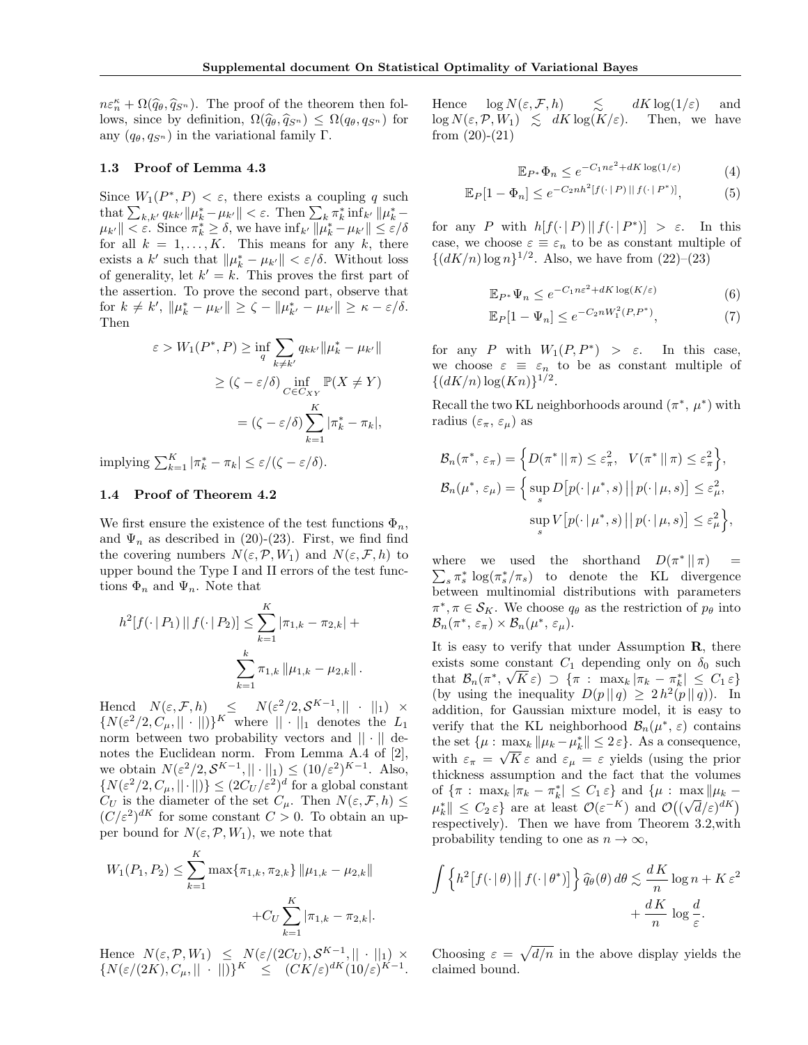$n\varepsilon_n^{\kappa} + \Omega(\widehat{q}_\theta, \widehat{q}_{S^n})$. The proof of the theorem then follows, since by definition, $\Omega(\widehat{q}_\theta, \widehat{q}_{S^n}) \le \Omega(q_\theta, q_{S^n})$ for any $(q_\theta, q_{S^n})$ in the variational family $\Gamma$.

### 1.3 Proof of Lemma 4.3

Since $W_1(P^*, P) < \varepsilon$, there exists a coupling $q$ such that $\sum_{k,k'} q_{kk'} \|\mu_k^* - \mu_{k'}\| < \varepsilon$. Then $\sum_k \pi_k^* \inf_{k'} \|\mu_k^* - \mu_{k'}\| < \varepsilon$. Since $\pi_k^* \ge \delta$, we have $\inf_{k'} \|\mu_k^* - \mu_{k'}\| \le \varepsilon/\delta$ for all $k = 1, \ldots, K$. This means for any $k$, there exists a $k'$ such that $\|\mu_k^* - \mu_{k'}\| < \varepsilon/\delta$. Without loss of generality, let $k' = k$. This proves the first part of the assertion. To prove the second part, observe that for $k \ne k'$, $\|\mu_k^* - \mu_{k'}\| \ge \zeta - \|\mu_{k'}^* - \mu_{k'}\| \ge \kappa - \varepsilon/\delta$. Then

$$
\begin{aligned}
\varepsilon > W_1(P^*, P) &\ge \inf_q \sum_{k \ne k'} q_{kk'} \|\mu_k^* - \mu_{k'}\| \\
&\ge (\zeta - \varepsilon/\delta) \inf_{C \in C_{XY}} \mathbb{P}(X \ne Y) \\
&= (\zeta - \varepsilon/\delta) \sum_{k=1}^{K} |\pi_k^* - \pi_k|,
\end{aligned}
$$

implying $\sum_{k=1}^{K} |\pi_k^* - \pi_k| \le \varepsilon/(\zeta - \varepsilon/\delta)$.

### 1.4 Proof of Theorem 4.2

We first ensure the existence of the test functions $\Phi_n$, and $\Psi_n$ as described in (20)-(23). First, we find find the covering numbers $N(\varepsilon, \mathcal{P}, W_1)$ and $N(\varepsilon, \mathcal{F}, h)$ to upper bound the Type I and II errors of the test functions $\Phi_n$ and $\Psi_n$. Note that

$$
h^2[f(\cdot \,|\, P_1) \,||\, f(\cdot \,|\, P_2)] \le \sum_{k=1}^{K} |\pi_{1,k} - \pi_{2,k}| + \sum_{k=1}^{k} \pi_{1,k} \|\mu_{1,k} - \mu_{2,k}\|.
$$

Hencd $N(\varepsilon, \mathcal{F}, h) \le N(\varepsilon^2/2, \mathcal{S}^{K-1}, ||\cdot||_1) \times \{N(\varepsilon^2/2, C_\mu, ||\cdot||)\}^K$ where $||\cdot||_1$ denotes the $L_1$ norm between two probability vectors and $||\cdot||$ denotes the Euclidean norm. From Lemma A.4 of [2], we obtain $N(\varepsilon^2/2, \mathcal{S}^{K-1}, ||\cdot||_1) \le (10/\varepsilon^2)^{K-1}$. Also, $\{N(\varepsilon^2/2, C_\mu, ||\cdot||)\} \le (2C_U/\varepsilon^2)^d$ for a global constant $C_U$ is the diameter of the set $C_\mu$. Then $N(\varepsilon, \mathcal{F}, h) \le (C/\varepsilon^2)^{dK}$ for some constant $C > 0$. To obtain an upper bound for $N(\varepsilon, \mathcal{P}, W_1)$, we note that

$$
W_1(P_1, P_2) \le \sum_{k=1}^{K} \max\{\pi_{1,k}, \pi_{2,k}\} \|\mu_{1,k} - \mu_{2,k}\| + C_U \sum_{k=1}^{K} |\pi_{1,k} - \pi_{2,k}|.
$$

Hence $N(\varepsilon, \mathcal{P}, W_1) \le N(\varepsilon/(2C_U), \mathcal{S}^{K-1}, ||\cdot||_1) \times \{N(\varepsilon/(2K), C_\mu, ||\cdot||)\}^K \le (CK/\varepsilon)^{dK}(10/\varepsilon)^{K-1}$.

Hence $\log N(\varepsilon, \mathcal{F}, h) \lesssim dK \log(1/\varepsilon)$ and $\log N(\varepsilon, \mathcal{P}, W_1) \lesssim dK \log(K/\varepsilon)$. Then, we have from (20)-(21)

$$
\mathbb{E}_{P^*} \Phi_n \le e^{-C_1 n\varepsilon^2 + dK \log(1/\varepsilon)} \tag{4}
$$

$$
\mathbb{E}_P[1 - \Phi_n] \le e^{-C_2 n h^2[f(\cdot \,|\, P) \,||\, f(\cdot \,|\, P^*)]}, \tag{5}
$$

for any $P$ with $h[f(\cdot \,|\, P) \,||\, f(\cdot \,|\, P^*)] > \varepsilon$. In this case, we choose $\varepsilon \equiv \varepsilon_n$ to be as constant multiple of $\{(dK/n)\log n\}^{1/2}$. Also, we have from (22)–(23)

$$
\mathbb{E}_{P^*} \Psi_n \le e^{-C_1 n\varepsilon^2 + dK \log(K/\varepsilon)} \tag{6}
$$

$$
\mathbb{E}_P[1 - \Psi_n] \le e^{-C_2 n W_1^2(P, P^*)}, \tag{7}
$$

for any $P$ with $W_1(P, P^*) > \varepsilon$. In this case, we choose $\varepsilon \equiv \varepsilon_n$ to be as constant multiple of $\{(dK/n)\log(Kn)\}^{1/2}$.

Recall the two KL neighborhoods around $(\pi^*, \mu^*)$ with radius $(\varepsilon_\pi, \varepsilon_\mu)$ as

$$
\begin{aligned}
\mathcal{B}_n(\pi^*, \varepsilon_\pi) &= \Big\{ D(\pi^* \,||\, \pi) \le \varepsilon_\pi^2, \;\; V(\pi^* \,||\, \pi) \le \varepsilon_\pi^2 \Big\}, \\
\mathcal{B}_n(\mu^*, \varepsilon_\mu) &= \Big\{ \sup_s D\big[p(\cdot \,|\, \mu^*, s) \,\big|\big|\, p(\cdot \,|\, \mu, s)\big] \le \varepsilon_\mu^2, \\
&\qquad \sup_s V\big[p(\cdot \,|\, \mu^*, s) \,\big|\big|\, p(\cdot \,|\, \mu, s)\big] \le \varepsilon_\mu^2 \Big\},
\end{aligned}
$$

where we used the shorthand $D(\pi^* \,||\, \pi) = \sum_s \pi_s^* \log(\pi_s^*/\pi_s)$ to denote the KL divergence between multinomial distributions with parameters $\pi^*, \pi \in \mathcal{S}_K$. We choose $q_\theta$ as the restriction of $p_\theta$ into $\mathcal{B}_n(\pi^*, \varepsilon_\pi) \times \mathcal{B}_n(\mu^*, \varepsilon_\mu)$.

It is easy to verify that under Assumption **R**, there exists some constant $C_1$ depending only on $\delta_0$ such that $\mathcal{B}_n(\pi^*, \sqrt{K}\,\varepsilon) \supset \{\pi : \max_k |\pi_k - \pi_k^*| \le C_1 \varepsilon\}$ (by using the inequality $D(p \,||\, q) \ge 2\, h^2(p \,||\, q)$). In addition, for Gaussian mixture model, it is easy to verify that the KL neighborhood $\mathcal{B}_n(\mu^*, \varepsilon)$ contains the set $\{\mu : \max_k \|\mu_k - \mu_k^*\| \le 2\,\varepsilon\}$. As a consequence, with $\varepsilon_\pi = \sqrt{K}\,\varepsilon$ and $\varepsilon_\mu = \varepsilon$ yields (using the prior thickness assumption and the fact that the volumes of $\{\pi : \max_k |\pi_k - \pi_k^*| \le C_1 \varepsilon\}$ and $\{\mu : \max \|\mu_k - \mu_k^*\| \le C_2 \varepsilon\}$ are at least $\mathcal{O}(\varepsilon^{-K})$ and $\mathcal{O}\big((\sqrt{d}/\varepsilon)^{dK}\big)$ respectively). Then we have from Theorem 3.2,with probability tending to one as $n \to \infty$,

$$
\int \Big\{ h^2\big[f(\cdot \,|\, \theta) \,\big|\big|\, f(\cdot \,|\, \theta^*)\big] \Big\} \, \widehat{q}_\theta(\theta) \, d\theta \lesssim \frac{d\,K}{n} \log n + K\,\varepsilon^2 + \frac{d\,K}{n} \, \log \frac{d}{\varepsilon}.
$$

Choosing $\varepsilon = \sqrt{d/n}$ in the above display yields the claimed bound.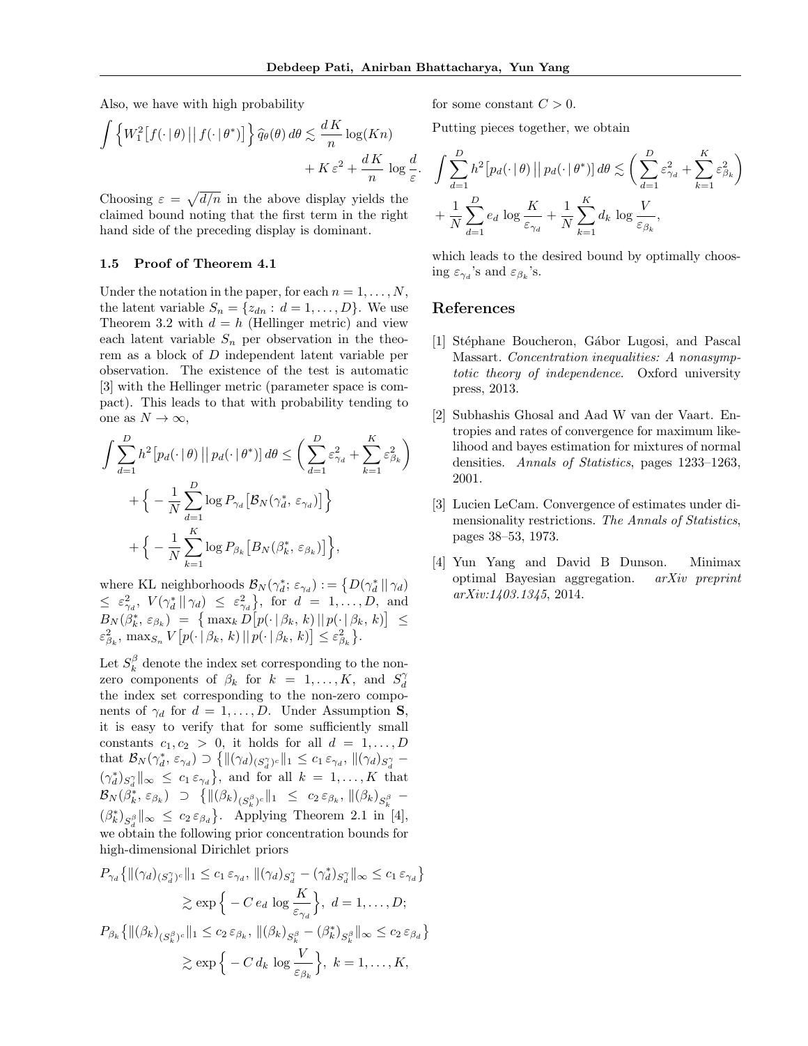Also, we have with high probability

$$\int \Big\{ W_1^2\big[f(\cdot\,|\,\theta)\,\big|\big|\,f(\cdot\,|\,\theta^*)\big]\Big\}\,\widehat{q}_\theta(\theta)\,d\theta \lesssim \frac{d\,K}{n}\log(Kn) + K\,\varepsilon^2 + \frac{d\,K}{n}\,\log\frac{d}{\varepsilon}.$$

Choosing $\varepsilon = \sqrt{d/n}$ in the above display yields the claimed bound noting that the first term in the right hand side of the preceding display is dominant.

### 1.5 Proof of Theorem 4.1

Under the notation in the paper, for each $n = 1, \ldots, N$, the latent variable $S_n = \{z_{dn} : d = 1, \ldots, D\}$. We use Theorem 3.2 with $d = h$ (Hellinger metric) and view each latent variable $S_n$ per observation in the theorem as a block of $D$ independent latent variable per observation. The existence of the test is automatic [3] with the Hellinger metric (parameter space is compact). This leads to that with probability tending to one as $N \to \infty$,

$$\int \sum_{d=1}^{D} h^2\big[p_d(\cdot\,|\,\theta)\,\big|\big|\,p_d(\cdot\,|\,\theta^*)\big]\,d\theta \leq \bigg(\sum_{d=1}^{D}\varepsilon_{\gamma_d}^2 + \sum_{k=1}^{K}\varepsilon_{\beta_k}^2\bigg) + \Big\{-\frac{1}{N}\sum_{d=1}^{D}\log P_{\gamma_d}\big[\mathcal{B}_N(\gamma_d^*,\,\varepsilon_{\gamma_d})\big]\Big\} + \Big\{-\frac{1}{N}\sum_{k=1}^{K}\log P_{\beta_k}\big[B_N(\beta_k^*,\,\varepsilon_{\beta_k})\big]\Big\},$$

where KL neighborhoods $\mathcal{B}_N(\gamma_d^*;\,\varepsilon_{\gamma_d}) := \big\{D(\gamma_d^*\,||\,\gamma_d) \leq \varepsilon_{\gamma_d}^2,\ V(\gamma_d^*\,||\,\gamma_d) \leq \varepsilon_{\gamma_d}^2\big\}$, for $d = 1, \ldots, D$, and $B_N(\beta_k^*,\,\varepsilon_{\beta_k}) = \big\{\max_k D\big[p(\cdot\,|\,\beta_k,\,k)\,||\,p(\cdot\,|\,\beta_k,\,k)\big] \leq \varepsilon_{\beta_k}^2,\ \max_{S_n} V\big[p(\cdot\,|\,\beta_k,\,k)\,||\,p(\cdot\,|\,\beta_k,\,k)\big] \leq \varepsilon_{\beta_k}^2\big\}$.

Let $S_k^\beta$ denote the index set corresponding to the nonzero components of $\beta_k$ for $k = 1, \ldots, K$, and $S_d^\gamma$ the index set corresponding to the non-zero components of $\gamma_d$ for $d = 1, \ldots, D$. Under Assumption **S**, it is easy to verify that for some sufficiently small constants $c_1, c_2 > 0$, it holds for all $d = 1, \ldots, D$ that $\mathcal{B}_N(\gamma_d^*,\,\varepsilon_{\gamma_d}) \supset \big\{\|(\gamma_d)_{(S_d^\gamma)^c}\|_1 \leq c_1\,\varepsilon_{\gamma_d},\ \|(\gamma_d)_{S_d^\gamma} - (\gamma_d^*)_{S_d^\gamma}\|_\infty \leq c_1\,\varepsilon_{\gamma_d}\big\}$, and for all $k = 1, \ldots, K$ that $\mathcal{B}_N(\beta_k^*,\,\varepsilon_{\beta_k}) \supset \big\{\|(\beta_k)_{(S_k^\beta)^c}\|_1 \leq c_2\,\varepsilon_{\beta_k},\ \|(\beta_k)_{S_k^\beta} - (\beta_k^*)_{S_d^\beta}\|_\infty \leq c_2\,\varepsilon_{\beta_d}\big\}$. Applying Theorem 2.1 in [4], we obtain the following prior concentration bounds for high-dimensional Dirichlet priors

$$P_{\gamma_d}\big\{\|(\gamma_d)_{(S_d^\gamma)^c}\|_1 \leq c_1\,\varepsilon_{\gamma_d},\ \|(\gamma_d)_{S_d^\gamma} - (\gamma_d^*)_{S_d^\gamma}\|_\infty \leq c_1\,\varepsilon_{\gamma_d}\big\} \gtrsim \exp\Big\{-C\,e_d\,\log\frac{K}{\varepsilon_{\gamma_d}}\Big\},\ d = 1, \ldots, D;$$

$$P_{\beta_k}\big\{\|(\beta_k)_{(S_k^\beta)^c}\|_1 \leq c_2\,\varepsilon_{\beta_k},\ \|(\beta_k)_{S_k^\beta} - (\beta_k^*)_{S_k^\beta}\|_\infty \leq c_2\,\varepsilon_{\beta_d}\big\} \gtrsim \exp\Big\{-C\,d_k\,\log\frac{V}{\varepsilon_{\beta_k}}\Big\},\ k = 1, \ldots, K,$$

for some constant $C > 0$.

Putting pieces together, we obtain

$$\int \sum_{d=1}^{D} h^2\big[p_d(\cdot\,|\,\theta)\,\big|\big|\,p_d(\cdot\,|\,\theta^*)\big]\,d\theta \lesssim \bigg(\sum_{d=1}^{D}\varepsilon_{\gamma_d}^2 + \sum_{k=1}^{K}\varepsilon_{\beta_k}^2\bigg) + \frac{1}{N}\sum_{d=1}^{D} e_d\,\log\frac{K}{\varepsilon_{\gamma_d}} + \frac{1}{N}\sum_{k=1}^{K} d_k\,\log\frac{V}{\varepsilon_{\beta_k}},$$

which leads to the desired bound by optimally choosing $\varepsilon_{\gamma_d}$'s and $\varepsilon_{\beta_k}$'s.

## References

[1] Stéphane Boucheron, Gábor Lugosi, and Pascal Massart. *Concentration inequalities: A nonasymptotic theory of independence*. Oxford university press, 2013.

[2] Subhashis Ghosal and Aad W van der Vaart. Entropies and rates of convergence for maximum likelihood and bayes estimation for mixtures of normal densities. *Annals of Statistics*, pages 1233–1263, 2001.

[3] Lucien LeCam. Convergence of estimates under dimensionality restrictions. *The Annals of Statistics*, pages 38–53, 1973.

[4] Yun Yang and David B Dunson. Minimax optimal Bayesian aggregation. *arXiv preprint arXiv:1403.1345*, 2014.